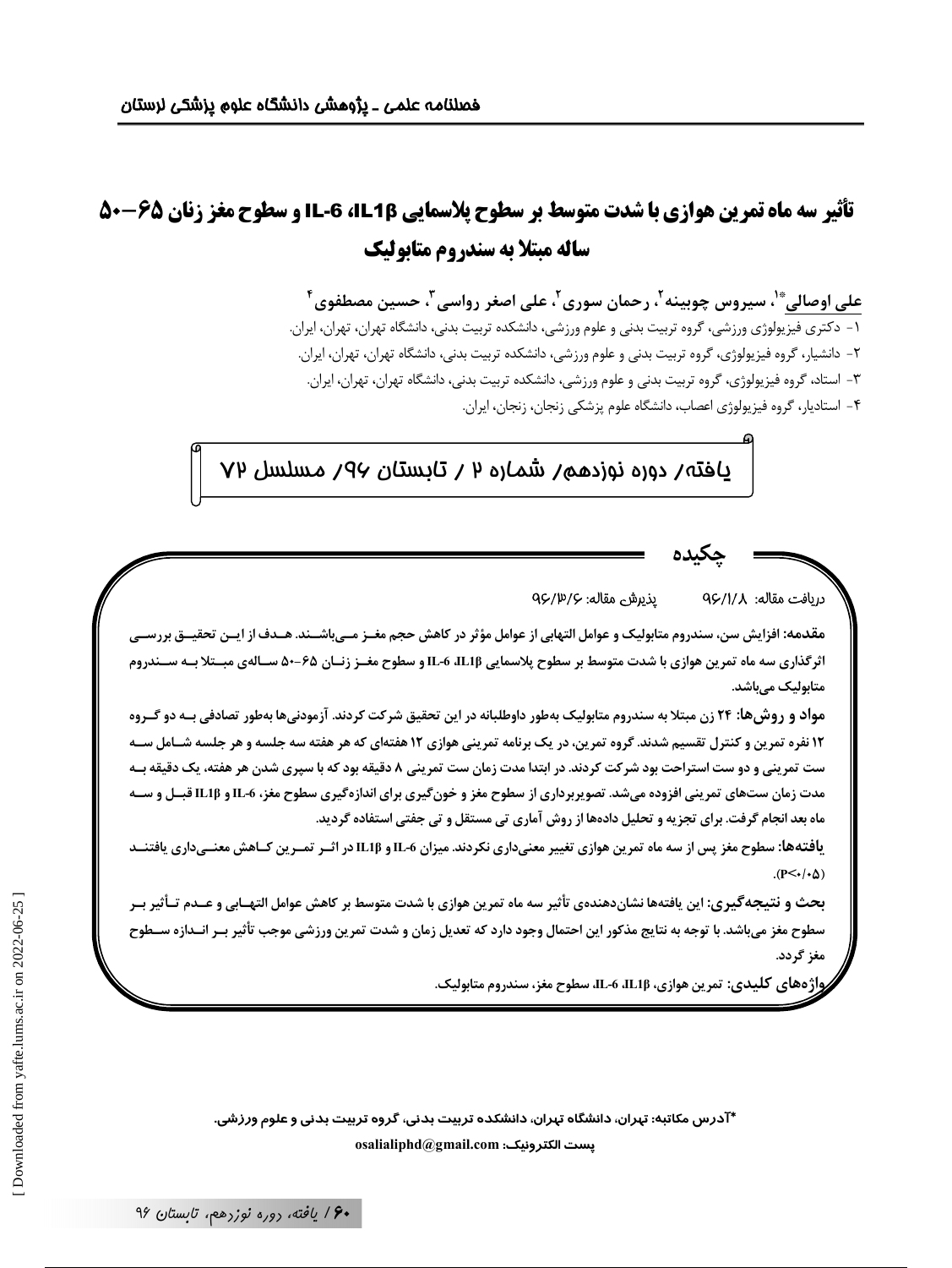# تأثیر سه ماه تمرین هوازی با شدت متوسط بر سطوح پلاسمایی IL1β، IL-6 و سطوح مغز زنان ۶۵–۵۰ ساله مبتلا به سندروم متابولیک

**علی اوصالی*[1]، سیروس چوبینه[2]، رحمان سوری[2]، علی اصغر رواسی[3]، حسین مصطفوی[4]**

۱- دکتری فیزیولوژی ورزشی، گروه تربیت بدنی و علوم ورزشی، دانشکده تربیت بدنی، دانشگاه تهران، تهران، ایران.

۲- دانشیار، گروه فیزیولوژی، گروه تربیت بدنی و علوم ورزشی، دانشکده تربیت بدنی، دانشگاه تهران، تهران، ایران.

۳- استاد، گروه فیزیولوژی، گروه تربیت بدنی و علوم ورزشی، دانشکده تربیت بدنی، دانشگاه تهران، تهران، ایران.

۴- استادیار، گروه فیزیولوژی اعصاب، دانشگاه علوم پزشکی زنجان، زنجان، ایران.

یافته/ دوره نوزدهم/ شماره ۲ / تابستان ۹۶/ مسلسل ۷۲

## چکیده

دریافت مقاله: ۹۶/۱/۸ پذیرش مقاله: ۹۶/۳/۶

**مقدمه:** افزایش سن، سندروم متابولیک و عوامل التهابی از عوامل مؤثر در کاهش حجم مغز می‌باشند. هدف از این تحقیق بررسی اثرگذاری سه ماه تمرین هوازی با شدت متوسط بر سطوح پلاسمایی IL1β، IL-6 و سطوح مغز زنان ۶۵–۵۰ ساله‌ی مبتلا به سندروم متابولیک می‌باشد.

**مواد و روش‌ها:** ۲۴ زن مبتلا به سندروم متابولیک به‌طور داوطلبانه در این تحقیق شرکت کردند. آزمودنی‌ها به‌طور تصادفی به دو گروه ۱۲ نفره تمرین و کنترل تقسیم شدند. گروه تمرین، در یک برنامه تمرینی هوازی ۱۲ هفته‌ای که هر هفته سه جلسه و هر جلسه شامل سه ست تمرینی و دو ست استراحت بود شرکت کردند. در ابتدا مدت زمان ست تمرینی ۸ دقیقه بود که با سپری شدن هر هفته، یک دقیقه به مدت زمان ست‌های تمرینی افزوده می‌شد. تصویربرداری از سطوح مغز و خون‌گیری برای اندازه‌گیری سطوح مغز، IL-6 و IL1β قبل و سه ماه بعد انجام گرفت. برای تجزیه و تحلیل داده‌ها از روش آماری تی مستقل و تی جفتی استفاده گردید.

**یافته‌ها:** سطوح مغز پس از سه ماه تمرین هوازی تغییر معنی‌داری نکردند. میزان IL-6 و IL1β در اثر تمرین کاهش معنی‌داری یافتند ($P<0.05$).

**بحث و نتیجه‌گیری:** این یافته‌ها نشان‌دهنده‌ی تأثیر سه ماه تمرین هوازی با شدت متوسط بر کاهش عوامل التهابی و عدم تأثیر بر سطوح مغز می‌باشد. با توجه به نتایج مذکور این احتمال وجود دارد که تعدیل زمان و شدت تمرین ورزشی موجب تأثیر بر اندازه سطوح مغز گردد.

**واژه‌های کلیدی:** تمرین هوازی، IL1β، IL-6، سطوح مغز، سندروم متابولیک.

*آدرس مکاتبه: تهران، دانشگاه تهران، دانشکده تربیت بدنی، گروه تربیت بدنی و علوم ورزشی.

پست الکترونیک: osalialiphd@gmail.com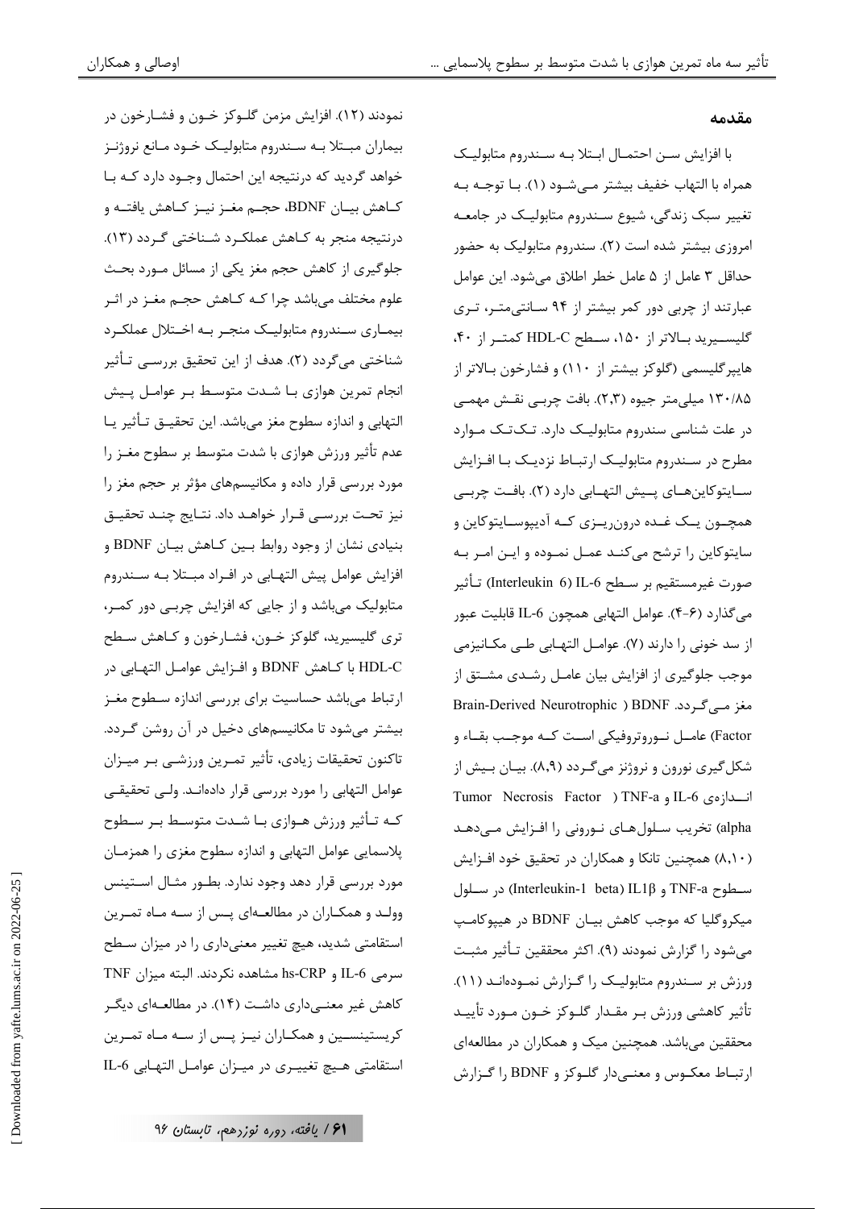## مقدمه

با افزایش سن احتمال ابتلا به سندروم متابولیک همراه با التهاب خفیف بیشتر می‌شود (۱). با توجه به تغییر سبک زندگی، شیوع سندروم متابولیک در جامعه امروزی بیشتر شده است (۲). سندروم متابولیک به حضور حداقل ۳ عامل از ۵ عامل خطر اطلاق می‌شود. این عوامل عبارتند از چربی دور کمر بیشتر از ۹۴ سانتی‌متر، تری گلیسرید بالاتر از ۱۵۰، سطح HDL-C کمتر از ۴۰، هایپرگلیسمی (گلوکز بیشتر از ۱۱۰) و فشارخون بالاتر از ۱۳۰/۸۵ میلی‌متر جیوه (۲،۳). بافت چربی نقش مهمی در علت شناسی سندروم متابولیک دارد. تک‌تک موارد مطرح در سندروم متابولیک ارتباط نزدیک با افزایش سایتوکاین‌های پیش التهابی دارد (۲). بافت چربی همچون یک غده درون‌ریزی که آدیپوسایتوکاین و سایتوکاین را ترشح می‌کند عمل نموده و این امر به صورت غیرمستقیم بر سطح IL-6 (Interleukin 6) تأثیر می‌گذارد (۶-۴). عوامل التهابی همچون IL-6 قابلیت عبور از سد خونی را دارند (۷). عوامل التهابی طی مکانیزمی موجب جلوگیری از افزایش بیان عامل رشدی مشتق از مغز می‌گردد. BDNF (Brain-Derived Neurotrophic Factor) عامل نوروتروفیکی است که موجب بقاء و شکل‌گیری نورون و نوروژنز می‌گردد (۸،۹). بیان بیش از اندازه‌ی IL-6 و TNF-a (Tumor Necrosis Factor alpha) تخریب سلول‌های نورونی را افزایش می‌دهد (۸،۱۰) همچنین تانکا و همکاران در تحقیق خود افزایش سطوح TNF-a و IL1β (Interleukin-1 beta) در سلول میکروگلیا که موجب کاهش بیان BDNF در هیپوکامپ می‌شود را گزارش نمودند (۹). اکثر محققین تأثیر مثبت ورزش بر سندروم متابولیک را گزارش نموده‌اند (۱۱). تأثیر کاهشی ورزش بر مقدار گلوکز خون مورد تأیید محققین می‌باشد. همچنین میک و همکاران در مطالعه‌ای ارتباط معکوس و معنی‌دار گلوکز و BDNF را گزارش نمودند (۱۲). افزایش مزمن گلوکز خون و فشارخون در بیماران مبتلا به سندروم متابولیک خود مانع نروژنز خواهد گردید که درنتیجه این احتمال وجود دارد که با کاهش بیان BDNF، حجم مغز نیز کاهش یافته و درنتیجه منجر به کاهش عملکرد شناختی گردد (۱۳). جلوگیری از کاهش حجم مغز یکی از مسائل مورد بحث علوم مختلف می‌باشد چرا که کاهش حجم مغز در اثر بیماری سندروم متابولیک منجر به اختلال عملکرد شناختی می‌گردد (۲). هدف از این تحقیق بررسی تأثیر انجام تمرین هوازی با شدت متوسط بر عوامل پیش التهابی و اندازه سطوح مغز می‌باشد. این تحقیق تأثیر یا عدم تأثیر ورزش هوازی با شدت متوسط بر سطوح مغز را مورد بررسی قرار داده و مکانیسم‌های مؤثر بر حجم مغز را نیز تحت بررسی قرار خواهد داد. نتایج چند تحقیق بنیادی نشان از وجود روابط بین کاهش بیان BDNF و افزایش عوامل پیش التهابی در افراد مبتلا به سندروم متابولیک می‌باشد و از جایی که افزایش چربی دور کمر، تری گلیسیرید، گلوکز خون، فشارخون و کاهش سطح HDL-C با کاهش BDNF و افزایش عوامل التهابی در ارتباط می‌باشد حساسیت برای بررسی اندازه سطوح مغز بیشتر می‌شود تا مکانیسم‌های دخیل در آن روشن گردد. تاکنون تحقیقات زیادی، تأثیر تمرین ورزشی بر میزان عوامل التهابی را مورد بررسی قرار داده‌اند. ولی تحقیقی که تأثیر ورزش هوازی با شدت متوسط بر سطوح پلاسمایی عوامل التهابی و اندازه سطوح مغزی را همزمان مورد بررسی قرار دهد وجود ندارد. بطور مثال استینس وولد و همکاران در مطالعه‌ای پس از سه ماه تمرین استقامتی شدید، هیچ تغییر معنی‌داری را در میزان سطح سرمی IL-6 و hs-CRP مشاهده نکردند. البته میزان TNF کاهش غیر معنی‌داری داشت (۱۴). در مطالعه‌ای دیگر کریستینسین و همکاران نیز پس از سه ماه تمرین استقامتی هیچ تغییری در میزان عوامل التهابی IL-6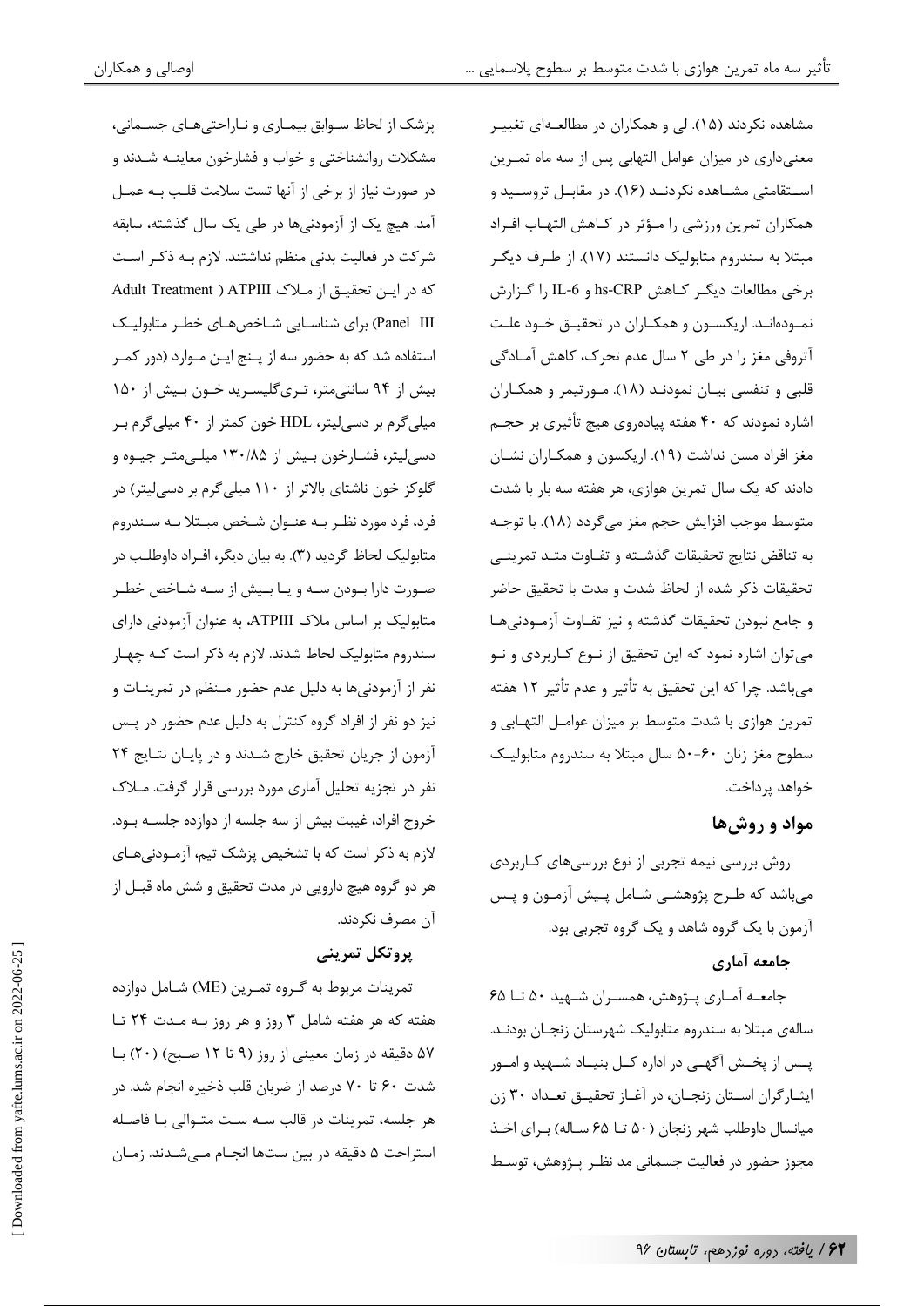مشاهده نکردند (۱۵). لی و همکاران در مطالعه‌ای تغییر معنی‌داری در میزان عوامل التهابی پس از سه ماه تمرین استقامتی مشاهده نکردند (۱۶). در مقابل تروسید و همکاران تمرین ورزشی را مؤثر در کاهش التهاب افراد مبتلا به سندروم متابولیک دانستند (۱۷). از طرف دیگر برخی مطالعات دیگر کاهش hs-CRP و IL-6 را گزارش نموده‌اند. اریکسون و همکاران در تحقیق خود علت آتروفی مغز را در طی ۲ سال عدم تحرک، کاهش آمادگی قلبی و تنفسی بیان نمودند (۱۸). مورتیمر و همکاران اشاره نمودند که ۴۰ هفته پیاده‌روی هیچ تأثیری بر حجم مغز افراد مسن نداشت (۱۹). اریکسون و همکاران نشان دادند که یک سال تمرین هوازی، هر هفته سه بار با شدت متوسط موجب افزایش حجم مغز می‌گردد (۱۸). با توجه به تناقض نتایج تحقیقات گذشته و تفاوت متد تمرینی تحقیقات ذکر شده از لحاظ شدت و مدت با تحقیق حاضر و جامع نبودن تحقیقات گذشته و نیز تفاوت آزمودنی‌ها می‌توان اشاره نمود که این تحقیق از نوع کاربردی و نو می‌باشد. چرا که این تحقیق به تأثیر و عدم تأثیر ۱۲ هفته تمرین هوازی با شدت متوسط بر میزان عوامل التهابی و سطوح مغز زنان ۶۰-۵۰ سال مبتلا به سندروم متابولیک خواهد پرداخت.

## مواد و روش‌ها

روش بررسی نیمه تجربی از نوع بررسی‌های کاربردی می‌باشد که طرح پژوهشی شامل پیش آزمون و پس آزمون با یک گروه شاهد و یک گروه تجربی بود.

### جامعه آماری

جامعه آماری پژوهش، همسران شهید ۵۰ تا ۶۵ ساله‌ی مبتلا به سندروم متابولیک شهرستان زنجان بودند. پس از پخش آگهی در اداره کل بنیاد شهید و امور ایثارگران استان زنجان، در آغاز تحقیق تعداد ۳۰ زن میانسال داوطلب شهر زنجان (۵۰ تا ۶۵ ساله) برای اخذ مجوز حضور در فعالیت جسمانی مد نظر پژوهش، توسط پزشک از لحاظ سوابق بیماری و ناراحتی‌های جسمانی، مشکلات روانشناختی و خواب و فشارخون معاینه شدند و در صورت نیاز از برخی از آنها تست سلامت قلب به عمل آمد. هیچ یک از آزمودنی‌ها در طی یک سال گذشته، سابقه شرکت در فعالیت بدنی منظم نداشتند. لازم به ذکر است که در این تحقیق از ملاک ATPIII (Adult Treatment Panel III) برای شناسایی شاخص‌های خطر متابولیک استفاده شد که به حضور سه از پنج این موارد (دور کمر بیش از ۹۴ سانتی‌متر، تری‌گلیسرید خون بیش از ۱۵۰ میلی‌گرم بر دسی‌لیتر، HDL خون کمتر از ۴۰ میلی‌گرم بر دسی‌لیتر، فشارخون بیش از ۱۳۰/۸۵ میلی‌متر جیوه و گلوکز خون ناشتای بالاتر از ۱۱۰ میلی‌گرم بر دسی‌لیتر) در فرد، فرد مورد نظر به عنوان شخص مبتلا به سندروم متابولیک لحاظ گردید (۳). به بیان دیگر، افراد داوطلب در صورت دارا بودن سه و یا بیش از سه شاخص خطر متابولیک بر اساس ملاک ATPIII، به عنوان آزمودنی دارای سندروم متابولیک لحاظ شدند. لازم به ذکر است که چهار نفر از آزمودنی‌ها به دلیل عدم حضور منظم در تمرینات و نیز دو نفر از افراد گروه کنترل به دلیل عدم حضور در پس آزمون از جریان تحقیق خارج شدند و در پایان نتایج ۲۴ نفر در تجزیه تحلیل آماری مورد بررسی قرار گرفت. ملاک خروج افراد، غیبت بیش از سه جلسه از دوازده جلسه بود. لازم به ذکر است که با تشخیص پزشک تیم، آزمودنی‌های هر دو گروه هیچ دارویی در مدت تحقیق و شش ماه قبل از آن مصرف نکردند.

### پروتکل تمرینی

تمرینات مربوط به گروه تمرین (ME) شامل دوازده هفته که هر هفته شامل ۳ روز و هر روز به مدت ۲۴ تا ۵۷ دقیقه در زمان معینی از روز (۹ تا ۱۲ صبح) (۲۰) با شدت ۶۰ تا ۷۰ درصد از ضربان قلب ذخیره انجام شد. در هر جلسه، تمرینات در قالب سه ست متوالی با فاصله استراحت ۵ دقیقه در بین ست‌ها انجام می‌شدند. زمان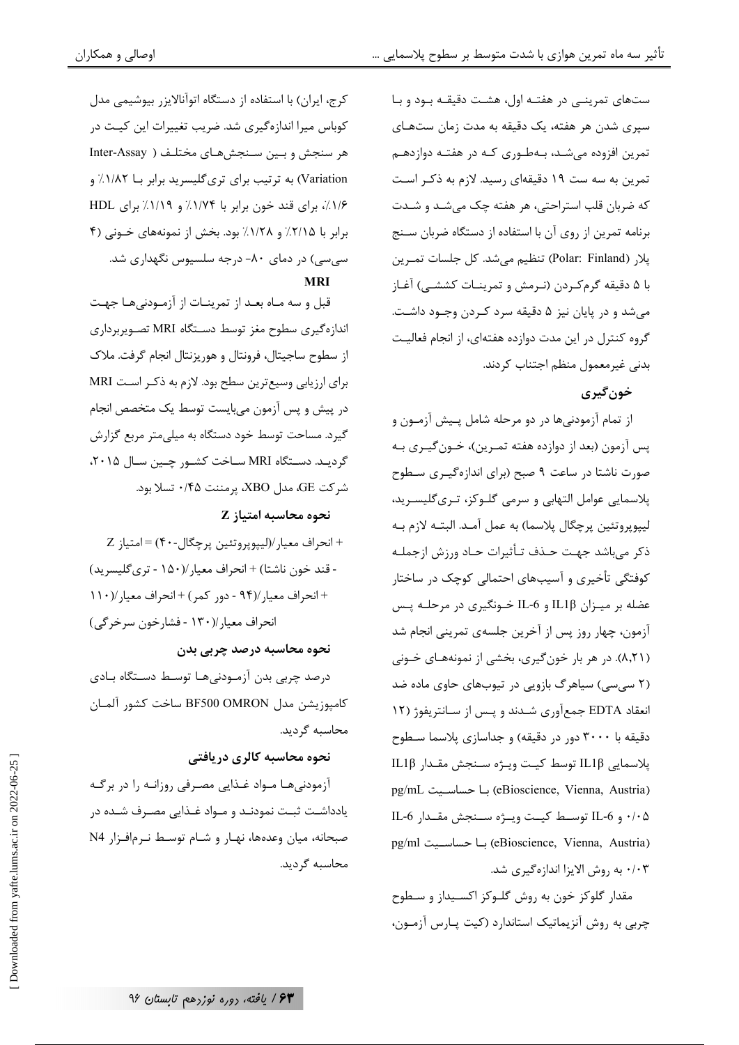ست‌های تمرینی در هفته اول، هشت دقیقه بود و با سپری شدن هر هفته، یک دقیقه به مدت زمان ست‌های تمرین افزوده می‌شد، به‌طوری که در هفته دوازدهم تمرین به سه ست ۱۹ دقیقه‌ای رسید. لازم به ذکر است که ضربان قلب استراحتی، هر هفته چک می‌شد و شدت برنامه تمرین از روی آن با استفاده از دستگاه ضربان سنج پلار (Polar: Finland) تنظیم می‌شد. کل جلسات تمرین با ۵ دقیقه گرم‌کردن (نرمش و تمرینات کششی) آغاز می‌شد و در پایان نیز ۵ دقیقه سرد کردن وجود داشت. گروه کنترل در این مدت دوازده هفته‌ای، از انجام فعالیت بدنی غیرمعمول منظم اجتناب کردند.

## خون‌گیری

از تمام آزمودنی‌ها در دو مرحله شامل پیش آزمون و پس آزمون (بعد از دوازده هفته تمرین)، خون‌گیری به صورت ناشتا در ساعت ۹ صبح (برای اندازه‌گیری سطوح پلاسمایی عوامل التهابی و سرمی گلوکز، تری‌گلیسرید، لیپوپروتئین پرچگال پلاسما) به عمل آمد. البته لازم به ذکر می‌باشد جهت حذف تأثیرات حاد ورزش ازجمله کوفتگی تأخیری و آسیب‌های احتمالی کوچک در ساختار عضله بر میزان IL1β و IL-6 خونگیری در مرحله پس آزمون، چهار روز پس از آخرین جلسه‌ی تمرینی انجام شد (۸,۲۱). در هر بار خون‌گیری، بخشی از نمونه‌های خونی (۲ سی‌سی) سیاهرگ بازویی در تیوب‌های حاوی ماده ضد انعقاد EDTA جمع‌آوری شدند و پس از سانتریفوژ (۱۲ دقیقه با ۳۰۰۰ دور در دقیقه) و جداسازی پلاسما سطوح پلاسمایی IL1β توسط کیت ویژه سنجش مقدار IL1β (eBioscience, Vienna, Austria) با حساسیت pg/mL ۰/۰۵ و IL-6 توسط کیت ویژه سنجش مقدار IL-6 (eBioscience, Vienna, Austria) با حساسیت pg/ml ۰/۰۳ به روش الایزا اندازه‌گیری شد.

مقدار گلوکز خون به روش گلوکز اکسیداز و سطوح چربی به روش آنزیماتیک استاندارد (کیت پارس آزمون، کرج، ایران) با استفاده از دستگاه اتوآنالایزر بیوشیمی مدل کوباس میرا اندازه‌گیری شد. ضریب تغییرات این کیت در هر سنجش و بین سنجش‌های مختلف ( Inter-Assay Variation) به ترتیب برای تری‌گلیسرید برابر با ۱/۸۲٪ و ۱/۶٪، برای قند خون برابر با ۱/۷۴٪ و ۱/۱۹٪ برای HDL برابر با ۲/۱۵٪ و ۱/۲۸٪ بود. بخش از نمونه‌های خونی (۴ سی‌سی) در دمای ۸۰- درجه سلسیوس نگهداری شد.

## MRI

قبل و سه ماه بعد از تمرینات از آزمودنی‌ها جهت اندازه‌گیری سطوح مغز توسط دستگاه MRI تصویربرداری از سطوح ساجیتال، فرونتال و هوریزنتال انجام گرفت. ملاک برای ارزیابی وسیع‌ترین سطح بود. لازم به ذکر است MRI در پیش و پس آزمون می‌بایست توسط یک متخصص انجام گیرد. مساحت توسط خود دستگاه به میلی‌متر مربع گزارش گردید. دستگاه MRI ساخت کشور چین سال ۲۰۱۵، شرکت GE، مدل XBO، پرمننت ۰/۴۵ تسلا بود.

## نحوه محاسبه امتیاز Z

Z امتیاز = (لیپوپروتئین پرچگال-۴۰)/انحراف معیار + (۱۵۰ - تری‌گلیسرید)/انحراف معیار + (قند خون ناشتا - ۱۱۰)/انحراف معیار + (دور کمر - ۹۴)/انحراف معیار + (فشارخون سرخرگی - ۱۳۰)/انحراف معیار

## نحوه محاسبه درصد چربی بدن

درصد چربی بدن آزمودنی‌ها توسط دستگاه بادی کامپوزیشن مدل BF500 OMRON ساخت کشور آلمان محاسبه گردید.

## نحوه محاسبه کالری دریافتی

آزمودنی‌ها مواد غذایی مصرفی روزانه را در برگه یادداشت ثبت نمودند و مواد غذایی مصرف شده در صبحانه، میان وعده‌ها، نهار و شام توسط نرم‌افزار N4 محاسبه گردید.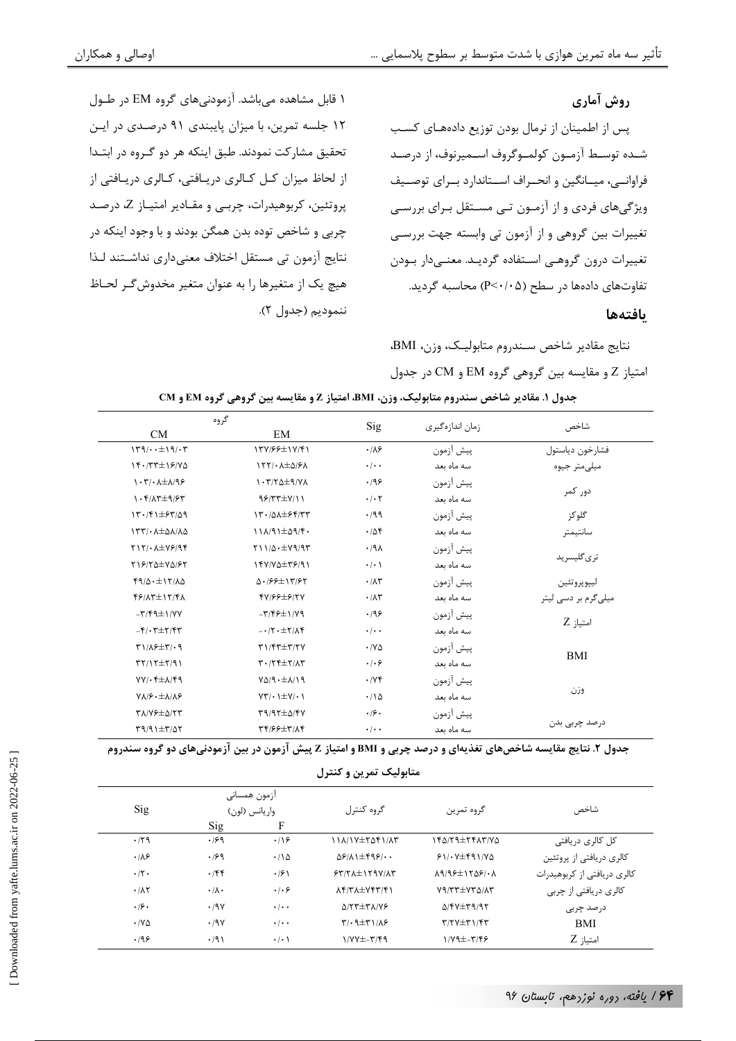### روش آماری

پس از اطمینان از نرمال بودن توزیع داده‌های کسب شده توسط آزمون کولموگروف اسمیرنوف، از درصد فراوانی، میانگین و انحراف استاندارد برای توصیف ویژگی‌های فردی و از آزمون تی مستقل برای بررسی تغییرات بین گروهی و از آزمون تی وابسته جهت بررسی تغییرات درون گروهی استفاده گردید. معنی‌دار بودن تفاوت‌های داده‌ها در سطح (P<۰/۰۵) محاسبه گردید.

### یافته‌ها

نتایج مقادیر شاخص سندروم متابولیک، وزن، BMI، امتیاز Z و مقایسه بین گروهی گروه EM و CM در جدول ۱ قابل مشاهده می‌باشد. آزمودنی‌های گروه EM در طول ۱۲ جلسه تمرین، با میزان پایبندی ۹۱ درصدی در این تحقیق مشارکت نمودند. طبق اینکه هر دو گروه در ابتدا از لحاظ میزان کل کالری دریافتی، کالری دریافتی از پروتئین، کربوهیدرات، چربی و مقادیر امتیاز Z، درصد چربی و شاخص توده بدن همگن بودند و با وجود اینکه در نتایج آزمون تی مستقل اختلاف معنی‌داری نداشتند لذا هیچ یک از متغیرها را به عنوان متغیر مخدوش‌گر لحاظ ننمودیم (جدول ۲).

**جدول ۱. مقادیر شاخص سندروم متابولیک، وزن، BMI، امتیاز Z و مقایسه بین گروهی گروه EM و CM**

| شاخص | زمان اندازه‌گیری | Sig | گروه EM | گروه CM |
|---|---|---|---|---|
| فشارخون دیاستول میلی‌متر جیوه | پیش آزمون | ۰/۸۶ | ۱۳۷/۶۶±۱۷/۴۱ | ۱۳۹/۰۰±۱۹/۰۳ |
| | سه ماه بعد | ۰/۰۰ | ۱۲۲/۰۸±۵/۶۸ | ۱۴۰/۳۳±۱۶/۷۵ |
| دور کمر سانتیمتر | پیش آزمون | ۰/۹۶ | ۱۰۳/۲۵±۹/۷۸ | ۱۰۳/۰۸±۸/۹۶ |
| | سه ماه بعد | ۰/۰۲ | ۹۶/۳۳±۷/۱۱ | ۱۰۴/۸۳±۹/۶۳ |
| گلوکز | پیش آزمون | ۰/۹۹ | ۱۳۰/۵۸±۶۴/۳۳ | ۱۳۰/۴۱±۶۳/۵۹ |
| | سه ماه بعد | ۰/۵۴ | ۱۱۸/۹۱±۵۹/۴۰ | ۱۳۳/۰۸±۵۸/۸۵ |
| تری‌گلیسرید | پیش آزمون | ۰/۹۸ | ۲۱۱/۵۰±۷۹/۹۳ | ۲۱۲/۰۸±۷۶/۹۴ |
| | سه ماه بعد | ۰/۰۱ | ۱۴۷/۷۵±۳۶/۹۱ | ۲۱۶/۲۵±۷۵/۶۲ |
| لیپوپروتئین میلی‌گرم بر دسی لیتر | پیش آزمون | ۰/۸۳ | ۵۰/۶۶±۱۳/۶۲ | ۴۹/۵۰±۱۲/۸۵ |
| | سه ماه بعد | ۰/۸۳ | ۴۷/۶۶±۶/۲۷ | ۴۶/۸۳±۱۲/۴۸ |
| امتیاز Z | پیش آزمون | ۰/۹۶ | -۳/۴۶±۱/۷۹ | -۳/۴۹±۱/۷۷ |
| | سه ماه بعد | ۰/۰۰ | -۰/۲۰±۲/۸۴ | -۴/۰۳±۲/۴۳ |
| BMI | پیش آزمون | ۰/۷۵ | ۳۱/۴۳±۳/۲۷ | ۳۱/۸۶±۳/۰۹ |
| | سه ماه بعد | ۰/۰۶ | ۳۰/۲۴±۲/۸۳ | ۳۲/۱۲±۲/۹۱ |
| وزن | پیش آزمون | ۰/۷۴ | ۷۵/۹۰±۸/۱۹ | ۷۷/۰۴±۸/۴۹ |
| | سه ماه بعد | ۰/۱۵ | ۷۳/۰۱±۷/۰۱ | ۷۸/۶۰±۸/۸۶ |
| درصد چربی بدن | پیش آزمون | ۰/۶۰ | ۳۹/۹۲±۵/۴۷ | ۳۸/۷۶±۵/۲۳ |
| | سه ماه بعد | ۰/۰۰ | ۳۴/۶۶±۳/۸۴ | ۳۹/۹۱±۳/۵۲ |

**جدول ۲. نتایج مقایسه شاخص‌های تغذیه‌ای و درصد چربی و BMI و امتیاز Z پیش آزمون در بین آزمودنی‌های دو گروه سندروم متابولیک تمرین و کنترل**

| شاخص | گروه تمرین | گروه کنترل | آزمون همسانی واریانس (لون) F | Sig | Sig |
|---|---|---|---|---|---|
| کل کالری دریافتی | ۱۴۵/۲۹±۲۴۸۳/۷۵ | ۱۱۸/۱۷±۲۵۴۱/۸۳ | ۰/۱۶ | ۰/۶۹ | ۰/۲۹ |
| کالری دریافتی از پروتئین | ۶۱/۰۷±۴۹۱/۷۵ | ۵۶/۸۱±۴۹۶/۰۰ | ۰/۱۵ | ۰/۶۹ | ۰/۸۶ |
| کالری دریافتی از کربوهیدرات | ۸۹/۹۶±۱۲۵۶/۰۸ | ۶۳/۲۸±۱۲۹۷/۸۳ | ۰/۶۱ | ۰/۴۴ | ۰/۲۰ |
| کالری دریافتی از چربی | ۷۹/۳۳±۷۳۵/۸۳ | ۸۴/۳۸±۷۴۳/۴۱ | ۰/۰۶ | ۰/۸۰ | ۰/۸۲ |
| درصد چربی | ۵/۴۷±۳۹/۹۲ | ۵/۲۳±۳۸/۷۶ | ۰/۰۰ | ۰/۹۷ | ۰/۶۰ |
| BMI | ۳/۲۷±۳۱/۴۳ | ۳/۰۹±۳۱/۸۶ | ۰/۰۰ | ۰/۹۷ | ۰/۷۵ |
| امتیاز Z | ۱/۷۹±-۳/۴۶ | ۱/۷۷±-۳/۴۹ | ۰/۰۱ | ۰/۹۱ | ۰/۹۶ |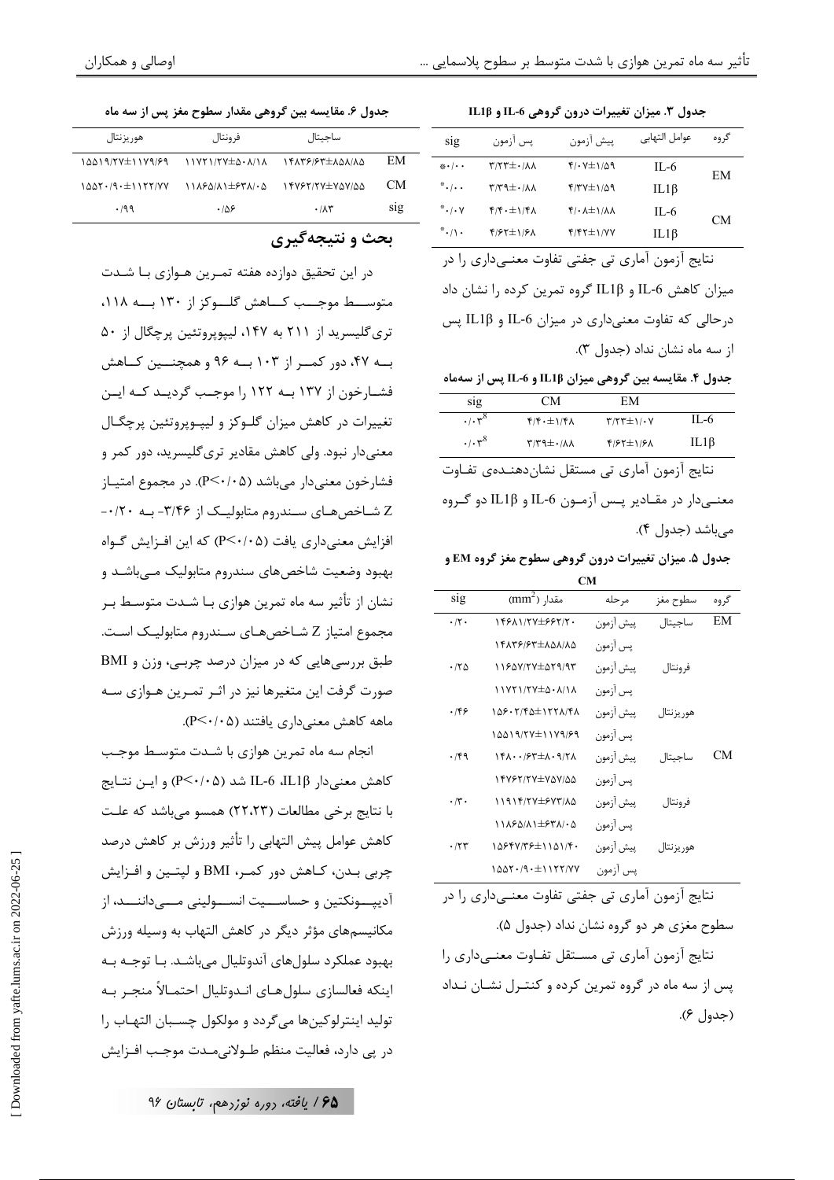**جدول ۳. میزان تغییرات درون گروهی IL-6 و IL1β**

| گروه | عوامل التهابی | پیش آزمون | پس آزمون | sig |
|---|---|---|---|---|
| EM | IL-6 | ۴/۰۷±۱/۵۹ | ۳/۲۳±۰/۸۸ | \*۰/۰۰ |
| | IL1β | ۴/۳۷±۱/۵۹ | ۳/۳۹±۰/۸۸ | \*۰/۰۰ |
| CM | IL-6 | ۴/۰۸±۱/۸۸ | ۴/۴۰±۱/۴۸ | \*۰/۰۷ |
| | IL1β | ۴/۴۲±۱/۷۷ | ۴/۶۲±۱/۶۸ | \*۰/۱۰ |

نتایج آزمون آماری تی جفتی تفاوت معنی‌داری را در میزان کاهش IL-6 و IL1β گروه تمرین کرده را نشان داد درحالی که تفاوت معنی‌داری در میزان IL-6 و IL1β پس از سه ماه نشان نداد (جدول ۳).

**جدول ۴. مقایسه بین گروهی میزان IL1β و IL-6 پس از سه‌ماه**

| | EM | CM | sig |
|---|---|---|---|
| IL-6 | ۳/۲۳±۱/۰۷ | ۴/۴۰±۱/۴۸ | ۰/۰۳$^{8}$ |
| IL1β | ۴/۶۲±۱/۶۸ | ۳/۳۹±۰/۸۸ | ۰/۰۳$^{8}$ |

نتایج آزمون آماری تی مستقل نشان‌دهنده‌ی تفاوت معنی‌دار در مقادیر پس آزمون IL-6 و IL1β دو گروه می‌باشد (جدول ۴).

**جدول ۵. میزان تغییرات درون گروهی سطوح مغز گروه EM و CM**

| گروه | سطوح مغز | مرحله | مقدار ($mm^2$) | sig |
|---|---|---|---|---|
| EM | ساجیتال | پیش آزمون | ۱۴۶۸۱/۲۷±۶۶۲/۲۰ | ۰/۲۰ |
| | | پس آزمون | ۱۴۸۳۶/۶۳±۸۵۸/۸۵ | |
| | فرونتال | پیش آزمون | ۱۱۶۵۷/۲۷±۵۲۹/۹۳ | ۰/۲۵ |
| | | پس آزمون | ۱۱۷۲۱/۲۷±۵۰۸/۱۸ | |
| | هوریزنتال | پیش آزمون | ۱۵۶۰۲/۴۵±۱۲۲۸/۴۸ | ۰/۴۶ |
| | | پس آزمون | ۱۵۵۱۹/۲۷±۱۱۷۹/۶۹ | |
| CM | ساجیتال | پیش آزمون | ۱۴۸۰۰/۶۳±۸۰۹/۲۸ | ۰/۴۹ |
| | | پس آزمون | ۱۴۷۶۲/۲۷±۷۵۷/۵۵ | |
| | فرونتال | پیش آزمون | ۱۱۹۱۴/۲۷±۶۷۳/۸۵ | ۰/۳۰ |
| | | پس آزمون | ۱۱۸۶۵/۸۱±۶۳۸/۰۵ | |
| | هوریزنتال | پیش آزمون | ۱۵۶۴۷/۳۶±۱۱۵۱/۴۰ | ۰/۲۳ |
| | | پس آزمون | ۱۵۵۲۰/۹۰±۱۱۲۲/۷۷ | |

نتایج آزمون آماری تی جفتی تفاوت معنی‌داری را در سطوح مغزی هر دو گروه نشان نداد (جدول ۵).

نتایج آزمون آماری تی مستقل تفاوت معنی‌داری را پس از سه ماه در گروه تمرین کرده و کنترل نشان نداد (جدول ۶).

**جدول ۶. مقایسه بین گروهی مقدار سطوح مغز پس از سه ماه**

| | ساجیتال | فرونتال | هوریزنتال |
|---|---|---|---|
| EM | ۱۴۸۳۶/۶۳±۸۵۸/۸۵ | ۱۱۷۲۱/۲۷±۵۰۸/۱۸ | ۱۵۵۱۹/۲۷±۱۱۷۹/۶۹ |
| CM | ۱۴۷۶۲/۲۷±۷۵۷/۵۵ | ۱۱۸۶۵/۸۱±۶۳۸/۰۵ | ۱۵۵۲۰/۹۰±۱۱۲۲/۷۷ |
| sig | ۰/۸۳ | ۰/۵۶ | ۰/۹۹ |

## بحث و نتیجه‌گیری

در این تحقیق دوازده هفته تمرین هوازی با شدت متوسط موجب کاهش گلوکز از ۱۳۰ به ۱۱۸، تری‌گلیسرید از ۲۱۱ به ۱۴۷، لیپوپروتئین پرچگال از ۵۰ به ۴۷، دور کمر از ۱۰۳ به ۹۶ و همچنین کاهش فشارخون از ۱۳۷ به ۱۲۲ را موجب گردید که این تغییرات در کاهش میزان گلوکز و لیپوپروتئین پرچگال معنی‌دار نبود. ولی کاهش مقادیر تری‌گلیسرید، دور کمر و فشارخون معنی‌دار می‌باشد ($P<0/05$). در مجموع امتیاز Z شاخص‌های سندروم متابولیک از ۳/۴۶- به ۰/۲۰- افزایش معنی‌داری یافت ($P<0/05$) که این افزایش گواه بهبود وضعیت شاخص‌های سندروم متابولیک می‌باشد و نشان از تأثیر سه ماه تمرین هوازی با شدت متوسط بر مجموع امتیاز Z شاخص‌های سندروم متابولیک است. طبق بررسی‌هایی که در میزان درصد چربی، وزن و BMI صورت گرفت این متغیرها نیز در اثر تمرین هوازی سه ماهه کاهش معنی‌داری یافتند ($P<0/05$).

انجام سه ماه تمرین هوازی با شدت متوسط موجب کاهش معنی‌دار IL1β، IL-6 شد ($P<0/05$) و این نتایج با نتایج برخی مطالعات (۲۲،۲۳) همسو می‌باشد که علت کاهش عوامل پیش التهابی را تأثیر ورزش بر کاهش درصد چربی بدن، کاهش دور کمر، BMI و لپتین و افزایش آدیپونکتین و حساسیت انسولینی می‌دانند، از مکانیسم‌های مؤثر دیگر در کاهش التهاب به وسیله ورزش بهبود عملکرد سلول‌های آندوتلیال می‌باشد. با توجه به اینکه فعالسازی سلول‌های اندوتلیال احتمالاً منجر به تولید اینترلوکین‌ها می‌گردد و مولکول چسبان التهاب را در پی دارد، فعالیت منظم طولانی‌مدت موجب افزایش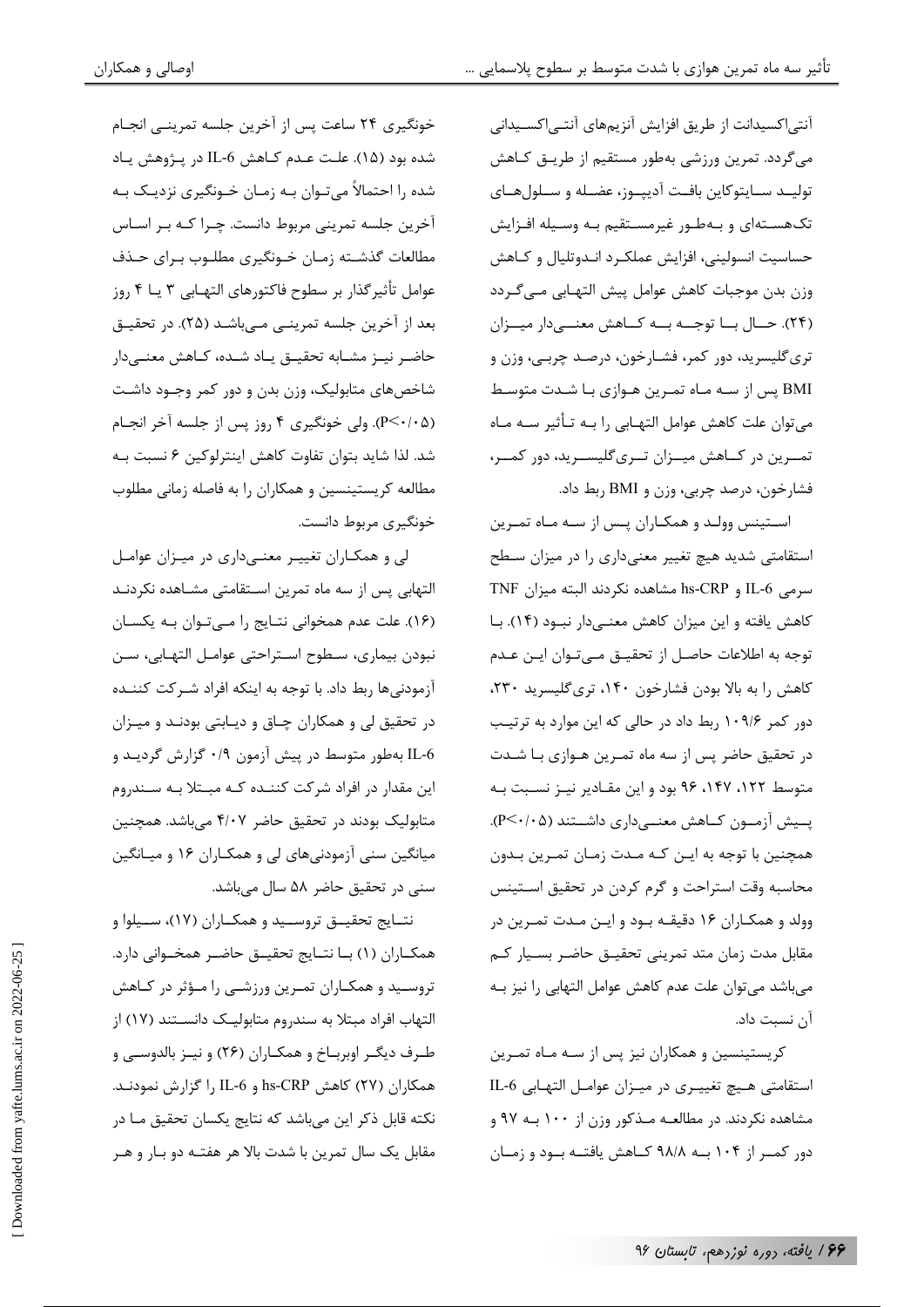آنتی‌اکسیدانت از طریق افزایش آنزیم‌های آنتی‌اکسیدانی می‌گردد. تمرین ورزشی به‌طور مستقیم از طریق کاهش تولید سایتوکاین بافت آدیپوز، عضله و سلول‌های تک‌هسته‌ای و به‌طور غیرمستقیم به وسیله افزایش حساسیت انسولینی، افزایش عملکرد اندوتلیال و کاهش وزن بدن موجبات کاهش عوامل پیش التهابی می‌گردد (۲۴). حال با توجه به کاهش معنی‌دار میزان تری‌گلیسرید، دور کمر، فشارخون، درصد چربی، وزن و BMI پس از سه ماه تمرین هوازی با شدت متوسط می‌توان علت کاهش عوامل التهابی را به تأثیر سه ماه تمرین در کاهش میزان تری‌گلیسرید، دور کمر، فشارخون، درصد چربی، وزن و BMI ربط داد.

استینس وولد و همکاران پس از سه ماه تمرین استقامتی شدید هیچ تغییر معنی‌داری را در میزان سطح سرمی IL-6 و hs-CRP مشاهده نکردند البته میزان TNF کاهش یافته و این میزان کاهش معنی‌دار نبود (۱۴). با توجه به اطلاعات حاصل از تحقیق می‌توان این عدم کاهش را به بالا بودن فشارخون ۱۴۰، تری‌گلیسرید ۲۳۰، دور کمر ۱۰۹/۶ ربط داد در حالی که این موارد به ترتیب در تحقیق حاضر پس از سه ماه تمرین هوازی با شدت متوسط ۱۲۲، ۱۴۷، ۹۶ بود و این مقادیر نیز نسبت به پیش آزمون کاهش معنی‌داری داشتند (P<۰/۰۵). همچنین با توجه به این که مدت زمان تمرین بدون محاسبه وقت استراحت و گرم کردن در تحقیق استینس وولد و همکاران ۱۶ دقیقه بود و این مدت تمرین در مقابل مدت زمان متد تمرینی تحقیق حاضر بسیار کم می‌باشد می‌توان علت عدم کاهش عوامل التهابی را نیز به آن نسبت داد.

کریستینسین و همکاران نیز پس از سه ماه تمرین استقامتی هیچ تغییری در میزان عوامل التهابی IL-6 مشاهده نکردند. در مطالعه مذکور وزن از ۱۰۰ به ۹۷ و دور کمر از ۱۰۴ به ۹۸/۸ کاهش یافته بود و زمان خونگیری ۲۴ ساعت پس از آخرین جلسه تمرینی انجام شده بود (۱۵). علت عدم کاهش IL-6 در پژوهش یاد شده را احتمالاً می‌توان به زمان خونگیری نزدیک به آخرین جلسه تمرینی مربوط دانست. چرا که بر اساس مطالعات گذشته زمان خونگیری مطلوب برای حذف عوامل تأثیرگذار بر سطوح فاکتورهای التهابی ۳ یا ۴ روز بعد از آخرین جلسه تمرینی می‌باشد (۲۵). در تحقیق حاضر نیز مشابه تحقیق یاد شده، کاهش معنی‌دار شاخص‌های متابولیک، وزن بدن و دور کمر وجود داشت (P<۰/۰۵). ولی خونگیری ۴ روز پس از جلسه آخر انجام شد. لذا شاید بتوان تفاوت کاهش اینترلوکین ۶ نسبت به مطالعه کریستینسین و همکاران را به فاصله زمانی مطلوب خونگیری مربوط دانست.

لی و همکاران تغییر معنی‌داری در میزان عوامل التهابی پس از سه ماه تمرین استقامتی مشاهده نکردند (۱۶). علت عدم همخوانی نتایج را می‌توان به یکسان نبودن بیماری، سطوح استراحتی عوامل التهابی، سن آزمودنی‌ها ربط داد. با توجه به اینکه افراد شرکت کننده در تحقیق لی و همکاران چاق و دیابتی بودند و میزان IL-6 به‌طور متوسط در پیش آزمون ۰/۹ گزارش گردید و این مقدار در افراد شرکت کننده که مبتلا به سندروم متابولیک بودند در تحقیق حاضر ۴/۰۷ می‌باشد. همچنین میانگین سنی آزمودنی‌های لی و همکاران ۱۶ و میانگین سنی در تحقیق حاضر ۵۸ سال می‌باشد.

نتایج تحقیق تروسید و همکاران (۱۷)، سیلوا و همکاران (۱) با نتایج تحقیق حاضر همخوانی دارد. تروسید و همکاران تمرین ورزشی را مؤثر در کاهش التهاب افراد مبتلا به سندروم متابولیک دانستند (۱۷) از طرف دیگر اوبرباخ و همکاران (۲۶) و نیز بالدوسی و همکاران (۲۷) کاهش hs-CRP و IL-6 را گزارش نمودند. نکته قابل ذکر این می‌باشد که نتایج یکسان تحقیق ما در مقابل یک سال تمرین با شدت بالا هر هفته دو بار و هر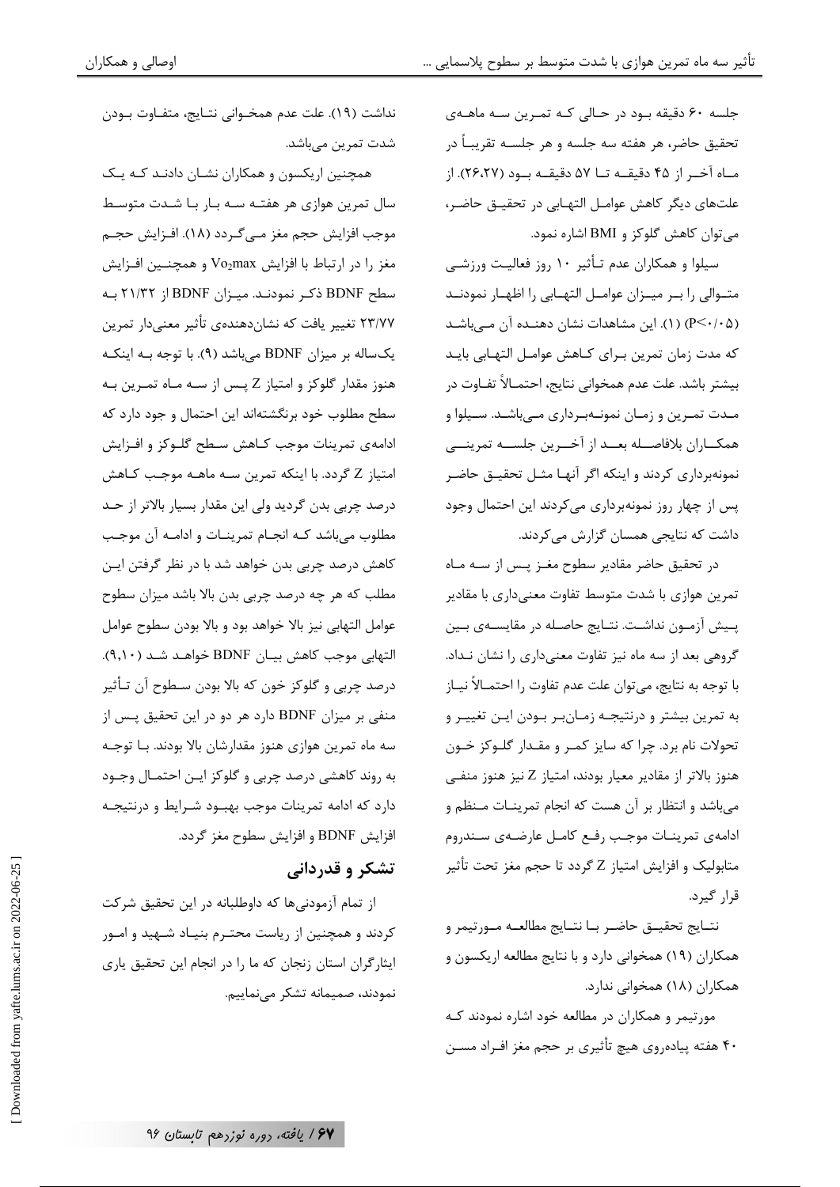جلسه ۶۰ دقیقه بود در حالی که تمرین سه ماهه‌ی تحقیق حاضر، هر هفته سه جلسه و هر جلسه تقریباً در ماه آخر از ۴۵ دقیقه تا ۵۷ دقیقه بود (۲۶،۲۷). از علت‌های دیگر کاهش عوامل التهابی در تحقیق حاضر، می‌توان کاهش گلوکز و BMI اشاره نمود.

سیلوا و همکاران عدم تأثیر ۱۰ روز فعالیت ورزشی متوالی را بر میزان عوامل التهابی را اظهار نمودند ($P<0.05$) (۱). این مشاهدات نشان دهنده آن می‌باشد که مدت زمان تمرین برای کاهش عوامل التهابی باید بیشتر باشد. علت عدم همخوانی نتایج، احتمالاً تفاوت در مدت تمرین و زمان نمونه‌برداری می‌باشد. سیلوا و همکاران بلافاصله بعد از آخرین جلسه تمرینی نمونه‌برداری کردند و اینکه اگر آنها مثل تحقیق حاضر پس از چهار روز نمونه‌برداری می‌کردند این احتمال وجود داشت که نتایجی همسان گزارش می‌کردند.

در تحقیق حاضر مقادیر سطوح مغز پس از سه ماه تمرین هوازی با شدت متوسط تفاوت معنی‌داری با مقادیر پیش آزمون نداشت. نتایج حاصله در مقایسه‌ی بین گروهی بعد از سه ماه نیز تفاوت معنی‌داری را نشان نداد. با توجه به نتایج، می‌توان علت عدم تفاوت را احتمالاً نیاز به تمرین بیشتر و درنتیجه زمان‌بر بودن این تغییر و تحولات نام برد. چرا که سایز کمر و مقدار گلوکز خون هنوز بالاتر از مقادیر معیار بودند، امتیاز Z نیز هنوز منفی می‌باشد و انتظار بر آن هست که انجام تمرینات منظم و ادامه‌ی تمرینات موجب رفع کامل عارضه‌ی سندروم متابولیک و افزایش امتیاز Z گردد تا حجم مغز تحت تأثیر قرار گیرد.

نتایج تحقیق حاضر با نتایج مطالعه مورتیمر و همکاران (۱۹) همخوانی دارد و با نتایج مطالعه اریکسون و همکاران (۱۸) همخوانی ندارد.

مورتیمر و همکاران در مطالعه خود اشاره نمودند که ۴۰ هفته پیاده‌روی هیچ تأثیری بر حجم مغز افراد مسن نداشت (۱۹). علت عدم همخوانی نتایج، متفاوت بودن شدت تمرین می‌باشد.

همچنین اریکسون و همکاران نشان دادند که یک سال تمرین هوازی هر هفته سه بار با شدت متوسط موجب افزایش حجم مغز می‌گردد (۱۸). افزایش حجم مغز را در ارتباط با افزایش $Vo_2max$ و همچنین افزایش سطح BDNF ذکر نمودند. میزان BDNF از ۲۱/۳۲ به ۲۳/۷۷ تغییر یافت که نشان‌دهنده‌ی تأثیر معنی‌دار تمرین یک‌ساله بر میزان BDNF می‌باشد (۹). با توجه به اینکه هنوز مقدار گلوکز و امتیاز Z پس از سه ماه تمرین به سطح مطلوب خود برنگشته‌اند این احتمال وجود دارد که ادامه‌ی تمرینات موجب کاهش سطح گلوکز و افزایش امتیاز Z گردد. با اینکه تمرین سه ماهه موجب کاهش درصد چربی بدن گردید ولی این مقدار بسیار بالاتر از حد مطلوب می‌باشد که انجام تمرینات و ادامه آن موجب کاهش درصد چربی بدن خواهد شد با در نظر گرفتن این مطلب که هر چه درصد چربی بدن بالا باشد میزان سطوح عوامل التهابی نیز بالا خواهد بود و بالا بودن سطوح عوامل التهابی موجب کاهش بیان BDNF خواهد شد (۹،۱۰). درصد چربی و گلوکز خون که بالا بودن سطوح آن تأثیر منفی بر میزان BDNF دارد هر دو در این تحقیق پس از سه ماه تمرین هوازی هنوز مقدارشان بالا بودند. با توجه به روند کاهشی درصد چربی و گلوکز این احتمال وجود دارد که ادامه تمرینات موجب بهبود شرایط و درنتیجه افزایش BDNF و افزایش سطوح مغز گردد.

## تشکر و قدردانی

از تمام آزمودنی‌ها که داوطلبانه در این تحقیق شرکت کردند و همچنین از ریاست محترم بنیاد شهید و امور ایثارگران استان زنجان که ما را در انجام این تحقیق یاری نمودند، صمیمانه تشکر می‌نماییم.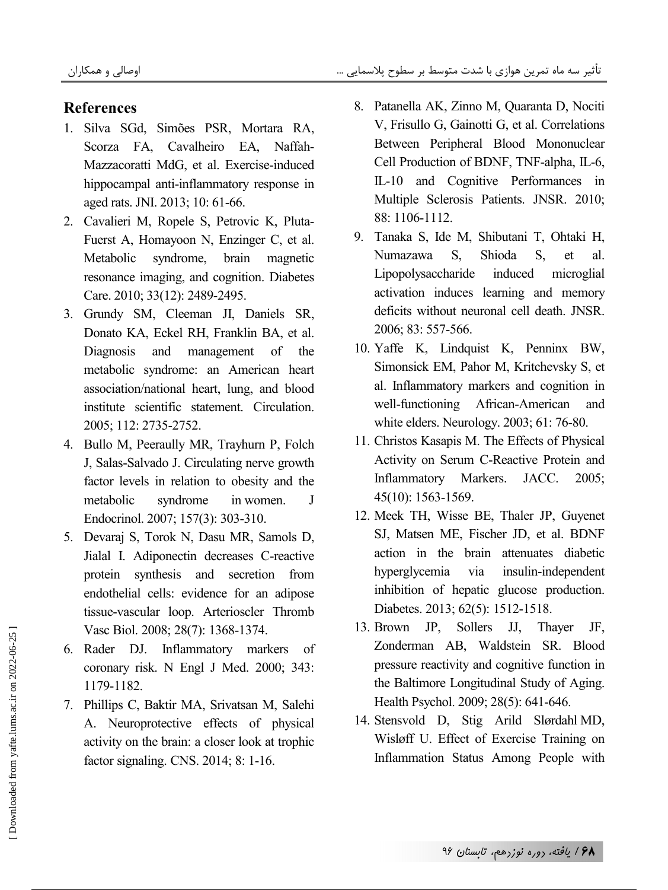## References

1. Silva SGd, Simões PSR, Mortara RA, Scorza FA, Cavalheiro EA, Naffah-Mazzacoratti MdG, et al. Exercise-induced hippocampal anti-inflammatory response in aged rats. JNI. 2013; 10: 61-66.
2. Cavalieri M, Ropele S, Petrovic K, Pluta-Fuerst A, Homayoon N, Enzinger C, et al. Metabolic syndrome, brain magnetic resonance imaging, and cognition. Diabetes Care. 2010; 33(12): 2489-2495.
3. Grundy SM, Cleeman JI, Daniels SR, Donato KA, Eckel RH, Franklin BA, et al. Diagnosis and management of the metabolic syndrome: an American heart association/national heart, lung, and blood institute scientific statement. Circulation. 2005; 112: 2735-2752.
4. Bullo M, Peeraully MR, Trayhurn P, Folch J, Salas-Salvado J. Circulating nerve growth factor levels in relation to obesity and the metabolic syndrome in women. J Endocrinol. 2007; 157(3): 303-310.
5. Devaraj S, Torok N, Dasu MR, Samols D, Jialal I. Adiponectin decreases C-reactive protein synthesis and secretion from endothelial cells: evidence for an adipose tissue-vascular loop. Arterioscler Thromb Vasc Biol. 2008; 28(7): 1368-1374.
6. Rader DJ. Inflammatory markers of coronary risk. N Engl J Med. 2000; 343: 1179-1182.
7. Phillips C, Baktir MA, Srivatsan M, Salehi A. Neuroprotective effects of physical activity on the brain: a closer look at trophic factor signaling. CNS. 2014; 8: 1-16.
8. Patanella AK, Zinno M, Quaranta D, Nociti V, Frisullo G, Gainotti G, et al. Correlations Between Peripheral Blood Mononuclear Cell Production of BDNF, TNF-alpha, IL-6, IL-10 and Cognitive Performances in Multiple Sclerosis Patients. JNSR. 2010; 88: 1106-1112.
9. Tanaka S, Ide M, Shibutani T, Ohtaki H, Numazawa S, Shioda S, et al. Lipopolysaccharide induced microglial activation induces learning and memory deficits without neuronal cell death. JNSR. 2006; 83: 557-566.
10. Yaffe K, Lindquist K, Penninx BW, Simonsick EM, Pahor M, Kritchevsky S, et al. Inflammatory markers and cognition in well-functioning African-American and white elders. Neurology. 2003; 61: 76-80.
11. Christos Kasapis M. The Effects of Physical Activity on Serum C-Reactive Protein and Inflammatory Markers. JACC. 2005; 45(10): 1563-1569.
12. Meek TH, Wisse BE, Thaler JP, Guyenet SJ, Matsen ME, Fischer JD, et al. BDNF action in the brain attenuates diabetic hyperglycemia via insulin-independent inhibition of hepatic glucose production. Diabetes. 2013; 62(5): 1512-1518.
13. Brown JP, Sollers JJ, Thayer JF, Zonderman AB, Waldstein SR. Blood pressure reactivity and cognitive function in the Baltimore Longitudinal Study of Aging. Health Psychol. 2009; 28(5): 641-646.
14. Stensvold D, Stig Arild Slørdahl MD, Wisløff U. Effect of Exercise Training on Inflammation Status Among People with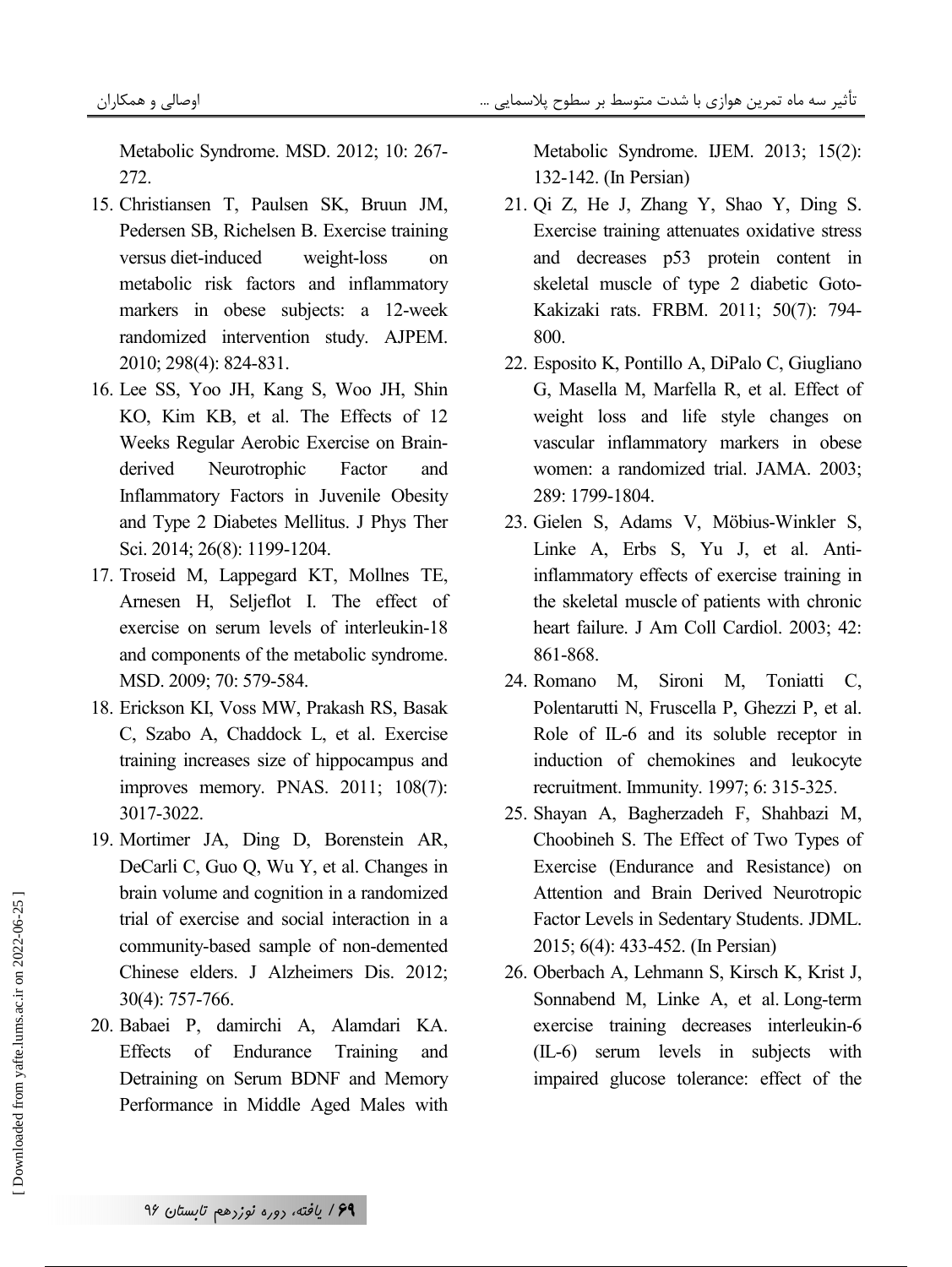Metabolic Syndrome. MSD. 2012; 10: 267-272.

15. Christiansen T, Paulsen SK, Bruun JM, Pedersen SB, Richelsen B. Exercise training versus diet-induced weight-loss on metabolic risk factors and inflammatory markers in obese subjects: a 12-week randomized intervention study. AJPEM. 2010; 298(4): 824-831.
16. Lee SS, Yoo JH, Kang S, Woo JH, Shin KO, Kim KB, et al. The Effects of 12 Weeks Regular Aerobic Exercise on Brain-derived Neurotrophic Factor and Inflammatory Factors in Juvenile Obesity and Type 2 Diabetes Mellitus. J Phys Ther Sci. 2014; 26(8): 1199-1204.
17. Troseid M, Lappegard KT, Mollnes TE, Arnesen H, Seljeflot I. The effect of exercise on serum levels of interleukin-18 and components of the metabolic syndrome. MSD. 2009; 70: 579-584.
18. Erickson KI, Voss MW, Prakash RS, Basak C, Szabo A, Chaddock L, et al. Exercise training increases size of hippocampus and improves memory. PNAS. 2011; 108(7): 3017-3022.
19. Mortimer JA, Ding D, Borenstein AR, DeCarli C, Guo Q, Wu Y, et al. Changes in brain volume and cognition in a randomized trial of exercise and social interaction in a community-based sample of non-demented Chinese elders. J Alzheimers Dis. 2012; 30(4): 757-766.
20. Babaei P, damirchi A, Alamdari KA. Effects of Endurance Training and Detraining on Serum BDNF and Memory Performance in Middle Aged Males with Metabolic Syndrome. IJEM. 2013; 15(2): 132-142. (In Persian)
21. Qi Z, He J, Zhang Y, Shao Y, Ding S. Exercise training attenuates oxidative stress and decreases p53 protein content in skeletal muscle of type 2 diabetic Goto-Kakizaki rats. FRBM. 2011; 50(7): 794-800.
22. Esposito K, Pontillo A, DiPalo C, Giugliano G, Masella M, Marfella R, et al. Effect of weight loss and life style changes on vascular inflammatory markers in obese women: a randomized trial. JAMA. 2003; 289: 1799-1804.
23. Gielen S, Adams V, Möbius-Winkler S, Linke A, Erbs S, Yu J, et al. Anti-inflammatory effects of exercise training in the skeletal muscle of patients with chronic heart failure. J Am Coll Cardiol. 2003; 42: 861-868.
24. Romano M, Sironi M, Toniatti C, Polentarutti N, Fruscella P, Ghezzi P, et al. Role of IL-6 and its soluble receptor in induction of chemokines and leukocyte recruitment. Immunity. 1997; 6: 315-325.
25. Shayan A, Bagherzadeh F, Shahbazi M, Choobineh S. The Effect of Two Types of Exercise (Endurance and Resistance) on Attention and Brain Derived Neurotropic Factor Levels in Sedentary Students. JDML. 2015; 6(4): 433-452. (In Persian)
26. Oberbach A, Lehmann S, Kirsch K, Krist J, Sonnabend M, Linke A, et al. Long-term exercise training decreases interleukin-6 (IL-6) serum levels in subjects with impaired glucose tolerance: effect of the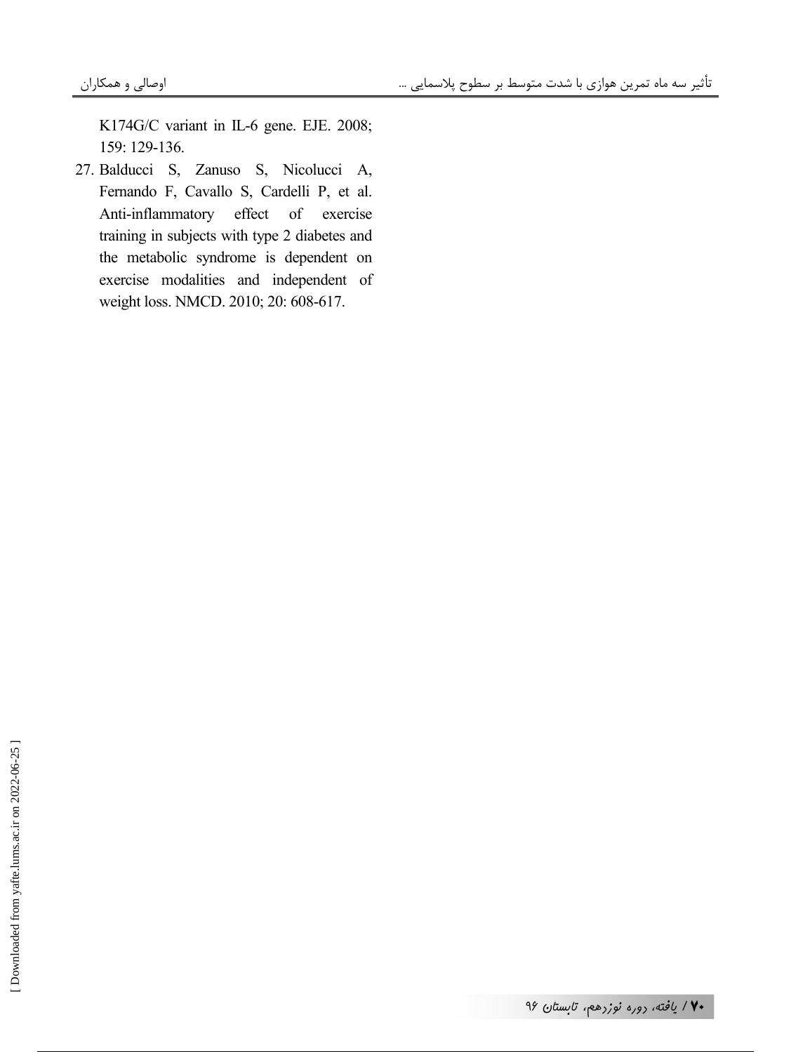K174G/C variant in IL-6 gene. EJE. 2008; 159: 129-136.

27. Balducci S, Zanuso S, Nicolucci A, Fernando F, Cavallo S, Cardelli P, et al. Anti-inflammatory effect of exercise training in subjects with type 2 diabetes and the metabolic syndrome is dependent on exercise modalities and independent of weight loss. NMCD. 2010; 20: 608-617.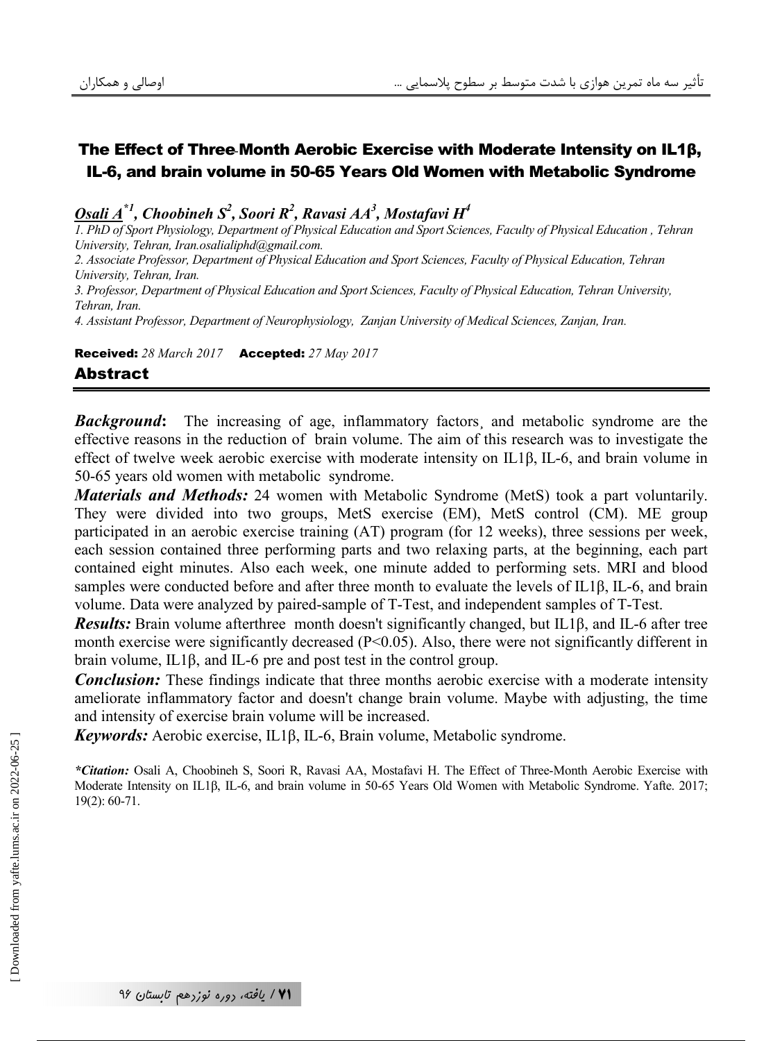# The Effect of Three-Month Aerobic Exercise with Moderate Intensity on IL1β, IL-6, and brain volume in 50-65 Years Old Women with Metabolic Syndrome

***Osali A**[*1], Choobineh S[2], Soori R[2], Ravasi AA[3], Mostafavi H[4]*

*1. PhD of Sport Physiology, Department of Physical Education and Sport Sciences, Faculty of Physical Education , Tehran University, Tehran, Iran.osalialiphd@gmail.com.*

*2. Associate Professor, Department of Physical Education and Sport Sciences, Faculty of Physical Education, Tehran University, Tehran, Iran.*

*3. Professor, Department of Physical Education and Sport Sciences, Faculty of Physical Education, Tehran University, Tehran, Iran.*

*4. Assistant Professor, Department of Neurophysiology, Zanjan University of Medical Sciences, Zanjan, Iran.*

**Received:** *28 March 2017* **Accepted:** *27 May 2017*

## Abstract

***Background*:** The increasing of age, inflammatory factors¸ and metabolic syndrome are the effective reasons in the reduction of brain volume. The aim of this research was to investigate the effect of twelve week aerobic exercise with moderate intensity on IL1β, IL-6, and brain volume in 50-65 years old women with metabolic syndrome.

***Materials and Methods:*** 24 women with Metabolic Syndrome (MetS) took a part voluntarily. They were divided into two groups, MetS exercise (EM), MetS control (CM). ME group participated in an aerobic exercise training (AT) program (for 12 weeks), three sessions per week, each session contained three performing parts and two relaxing parts, at the beginning, each part contained eight minutes. Also each week, one minute added to performing sets. MRI and blood samples were conducted before and after three month to evaluate the levels of IL1β, IL-6, and brain volume. Data were analyzed by paired-sample of T-Test, and independent samples of T-Test.

***Results:*** Brain volume afterthree month doesn't significantly changed, but IL1β, and IL-6 after tree month exercise were significantly decreased ($P<0.05$). Also, there were not significantly different in brain volume, IL1β, and IL-6 pre and post test in the control group.

***Conclusion:*** These findings indicate that three months aerobic exercise with a moderate intensity ameliorate inflammatory factor and doesn't change brain volume. Maybe with adjusting, the time and intensity of exercise brain volume will be increased.

***Keywords:*** Aerobic exercise, IL1β, IL-6, Brain volume, Metabolic syndrome.

***Citation:*** Osali A, Choobineh S, Soori R, Ravasi AA, Mostafavi H. The Effect of Three-Month Aerobic Exercise with Moderate Intensity on IL1β, IL-6, and brain volume in 50-65 Years Old Women with Metabolic Syndrome. Yafte. 2017; 19(2): 60-71.